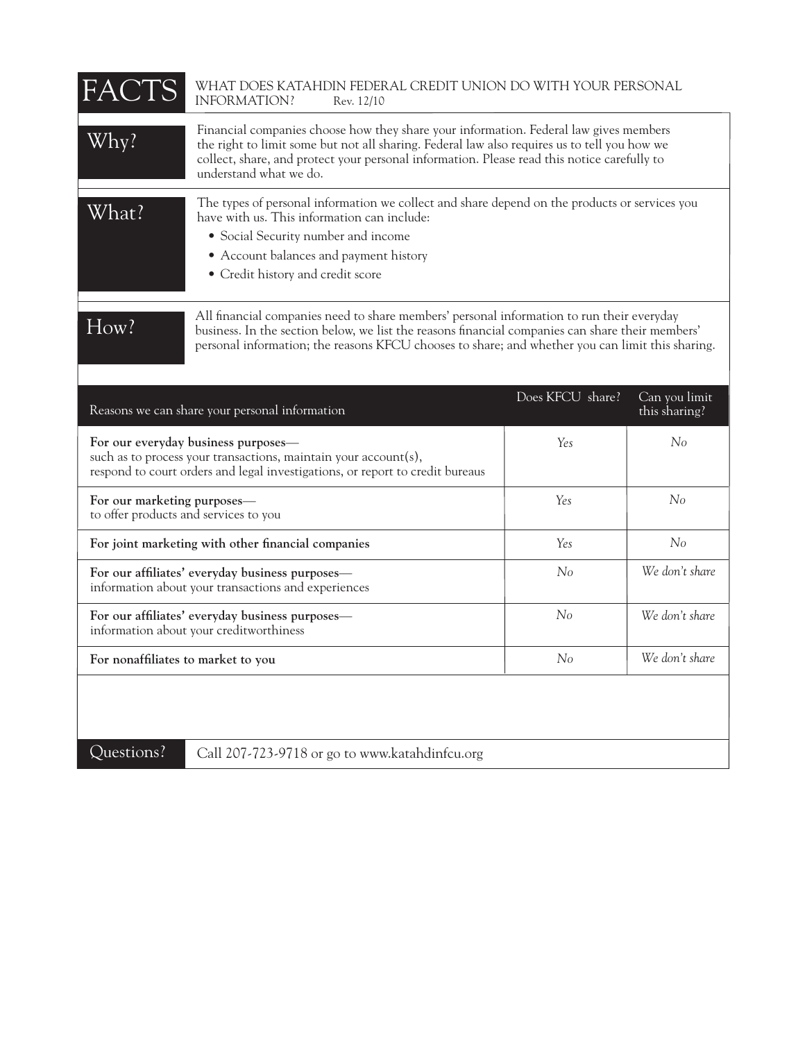# FACTS

WHAT DOES KATAHDIN FEDERAL CREDIT UNION DO WITH YOUR PERSONAL INFORMATION? Rev. 12/10

## Why?

Financial companies choose how they share your information. Federal law gives members the right to limit some but not all sharing. Federal law also requires us to tell you how we collect, share, and protect your personal information. Please read this notice carefully to understand what we do.

## What?

The types of personal information we collect and share depend on the products or services you have with us. This information can include:

- Social Security number and income
- Account balances and payment history
- Credit history and credit score

## How?

All financial companies need to share members' personal information to run their everyday business. In the section below, we list the reasons financial companies can share their members' personal information; the reasons KFCU chooses to share; and whether you can limit this sharing.

| Reasons we can share your personal information | Does KFCU share? | Can you limit this sharing? |
|---|---|---|
| **For our everyday business purposes**— such as to process your transactions, maintain your account(s), respond to court orders and legal investigations, or report to credit bureaus | *Yes* | *No* |
| **For our marketing purposes**— to offer products and services to you | *Yes* | *No* |
| **For joint marketing with other financial companies** | *Yes* | *No* |
| **For our affiliates' everyday business purposes**— information about your transactions and experiences | *No* | *We don't share* |
| **For our affiliates' everyday business purposes**— information about your creditworthiness | *No* | *We don't share* |
| **For nonaffiliates to market to you** | *No* | *We don't share* |

## Questions?

Call 207-723-9718 or go to www.katahdinfcu.org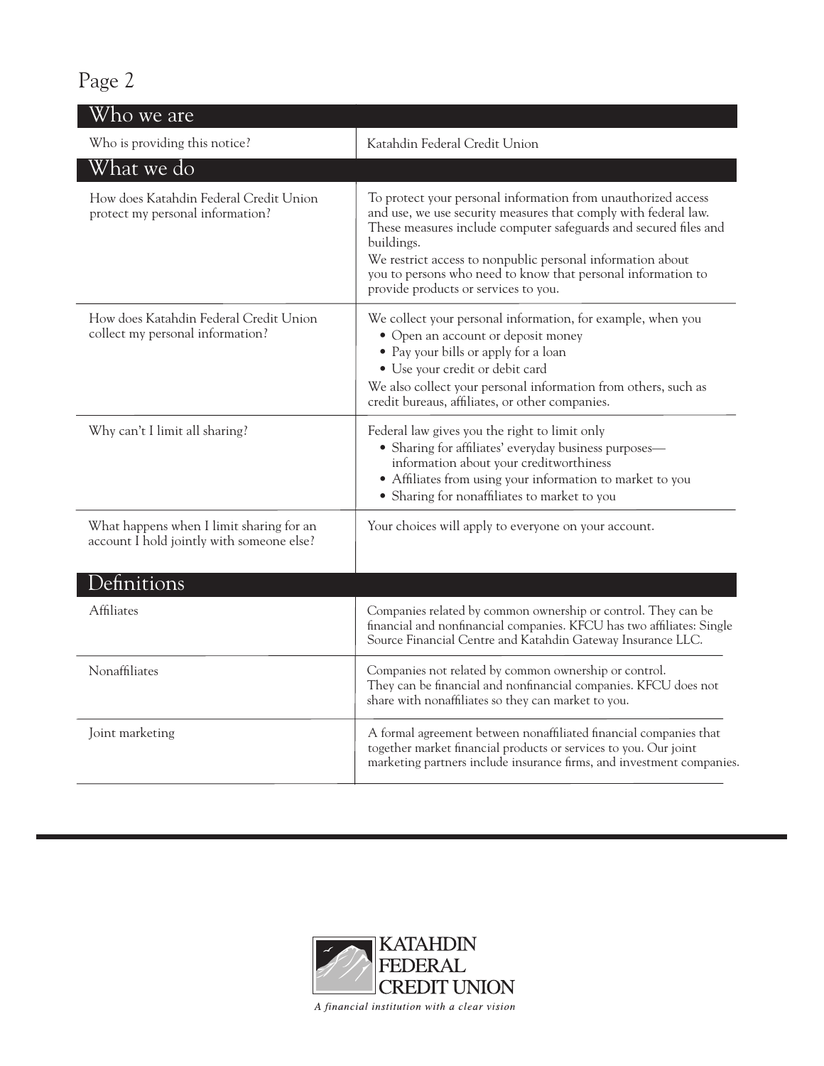## Who we are

| | |
|---|---|
| Who is providing this notice? | Katahdin Federal Credit Union |

## What we do

| | |
|---|---|
| How does Katahdin Federal Credit Union protect my personal information? | To protect your personal information from unauthorized access and use, we use security measures that comply with federal law. These measures include computer safeguards and secured files and buildings.<br>We restrict access to nonpublic personal information about you to persons who need to know that personal information to provide products or services to you. |
| How does Katahdin Federal Credit Union collect my personal information? | We collect your personal information, for example, when you<br>• Open an account or deposit money<br>• Pay your bills or apply for a loan<br>• Use your credit or debit card<br>We also collect your personal information from others, such as credit bureaus, affiliates, or other companies. |
| Why can't I limit all sharing? | Federal law gives you the right to limit only<br>• Sharing for affiliates' everyday business purposes—information about your creditworthiness<br>• Affiliates from using your information to market to you<br>• Sharing for nonaffiliates to market to you |
| What happens when I limit sharing for an account I hold jointly with someone else? | Your choices will apply to everyone on your account. |

## Definitions

| | |
|---|---|
| Affiliates | Companies related by common ownership or control. They can be financial and nonfinancial companies. KFCU has two affiliates: Single Source Financial Centre and Katahdin Gateway Insurance LLC. |
| Nonaffiliates | Companies not related by common ownership or control. They can be financial and nonfinancial companies. KFCU does not share with nonaffiliates so they can market to you. |
| Joint marketing | A formal agreement between nonaffiliated financial companies that together market financial products or services to you. Our joint marketing partners include insurance firms, and investment companies. |

KATAHDIN FEDERAL CREDIT UNION

*A financial institution with a clear vision*